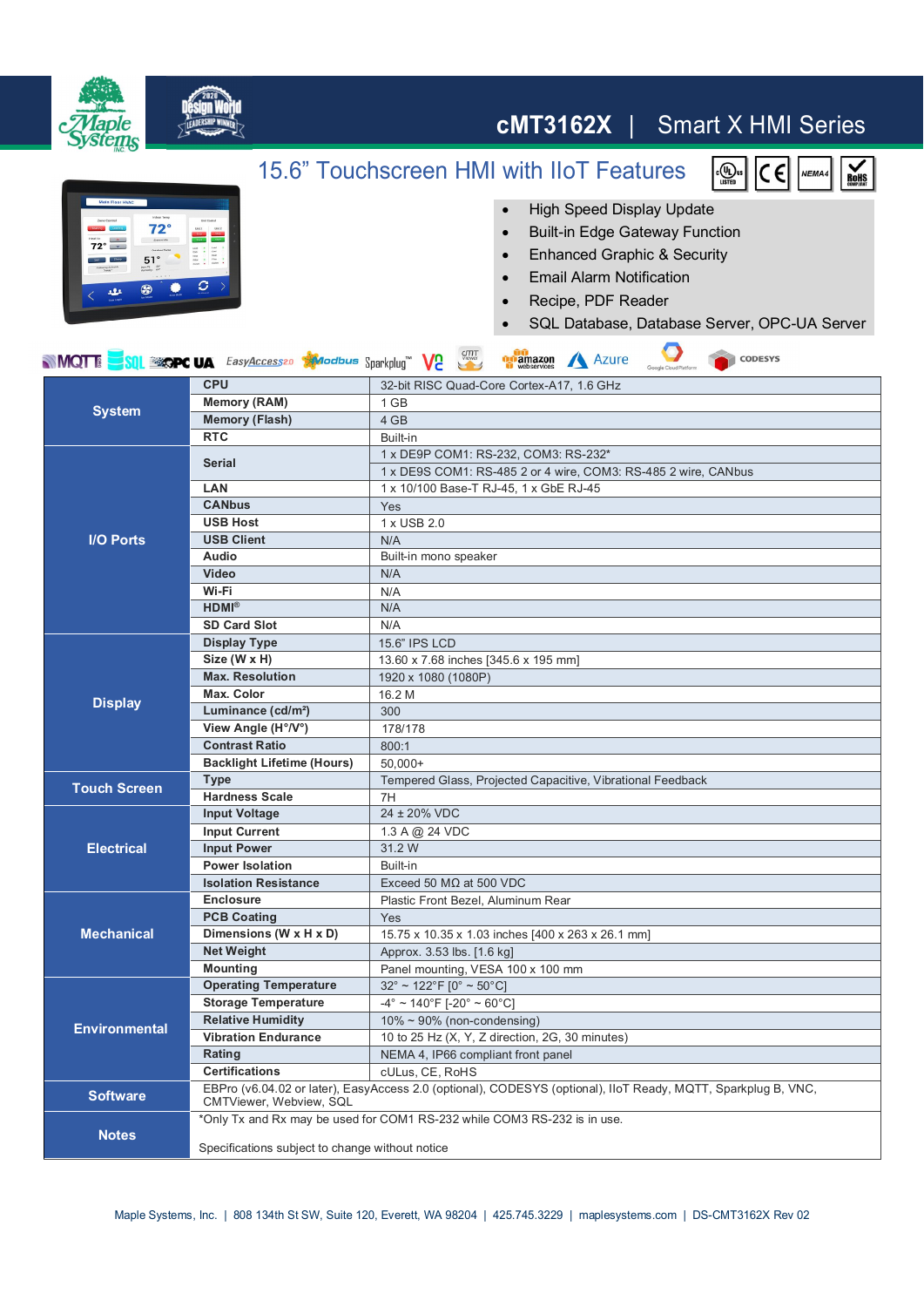# cMT3162X | Smart X HMI Series

## 15.6" Touchscreen HMI with IIoT Features

- High Speed Display Update
- Built-in Edge Gateway Function
- Enhanced Graphic & Security
- Email Alarm Notification
- Recipe, PDF Reader
- SQL Database, Database Server, OPC-UA Server

| | | |
|---|---|---|
| **System** | **CPU** | 32-bit RISC Quad-Core Cortex-A17, 1.6 GHz |
| | **Memory (RAM)** | 1 GB |
| | **Memory (Flash)** | 4 GB |
| | **RTC** | Built-in |
| **I/O Ports** | **Serial** | 1 x DE9P COM1: RS-232, COM3: RS-232* |
| | | 1 x DE9S COM1: RS-485 2 or 4 wire, COM3: RS-485 2 wire, CANbus |
| | **LAN** | 1 x 10/100 Base-T RJ-45, 1 x GbE RJ-45 |
| | **CANbus** | Yes |
| | **USB Host** | 1 x USB 2.0 |
| | **USB Client** | N/A |
| | **Audio** | Built-in mono speaker |
| | **Video** | N/A |
| | **Wi-Fi** | N/A |
| | **HDMI®** | N/A |
| | **SD Card Slot** | N/A |
| **Display** | **Display Type** | 15.6" IPS LCD |
| | **Size (W x H)** | 13.60 x 7.68 inches [345.6 x 195 mm] |
| | **Max. Resolution** | 1920 x 1080 (1080P) |
| | **Max. Color** | 16.2 M |
| | **Luminance (cd/m²)** | 300 |
| | **View Angle (H°/V°)** | 178/178 |
| | **Contrast Ratio** | 800:1 |
| | **Backlight Lifetime (Hours)** | 50,000+ |
| **Touch Screen** | **Type** | Tempered Glass, Projected Capacitive, Vibrational Feedback |
| | **Hardness Scale** | 7H |
| **Electrical** | **Input Voltage** | 24 ± 20% VDC |
| | **Input Current** | 1.3 A @ 24 VDC |
| | **Input Power** | 31.2 W |
| | **Power Isolation** | Built-in |
| | **Isolation Resistance** | Exceed 50 MΩ at 500 VDC |
| **Mechanical** | **Enclosure** | Plastic Front Bezel, Aluminum Rear |
| | **PCB Coating** | Yes |
| | **Dimensions (W x H x D)** | 15.75 x 10.35 x 1.03 inches [400 x 263 x 26.1 mm] |
| | **Net Weight** | Approx. 3.53 lbs. [1.6 kg] |
| | **Mounting** | Panel mounting, VESA 100 x 100 mm |
| **Environmental** | **Operating Temperature** | 32° ~ 122°F [0° ~ 50°C] |
| | **Storage Temperature** | -4° ~ 140°F [-20° ~ 60°C] |
| | **Relative Humidity** | 10% ~ 90% (non-condensing) |
| | **Vibration Endurance** | 10 to 25 Hz (X, Y, Z direction, 2G, 30 minutes) |
| | **Rating** | NEMA 4, IP66 compliant front panel |
| | **Certifications** | cULus, CE, RoHS |
| **Software** | EBPro (v6.04.02 or later), EasyAccess 2.0 (optional), CODESYS (optional), IIoT Ready, MQTT, Sparkplug B, VNC, CMTViewer, Webview, SQL | |
| **Notes** | *Only Tx and Rx may be used for COM1 RS-232 while COM3 RS-232 is in use.<br><br>Specifications subject to change without notice | |

Maple Systems, Inc. | 808 134th St SW, Suite 120, Everett, WA 98204 | 425.745.3229 | maplesystems.com | DS-CMT3162X Rev 02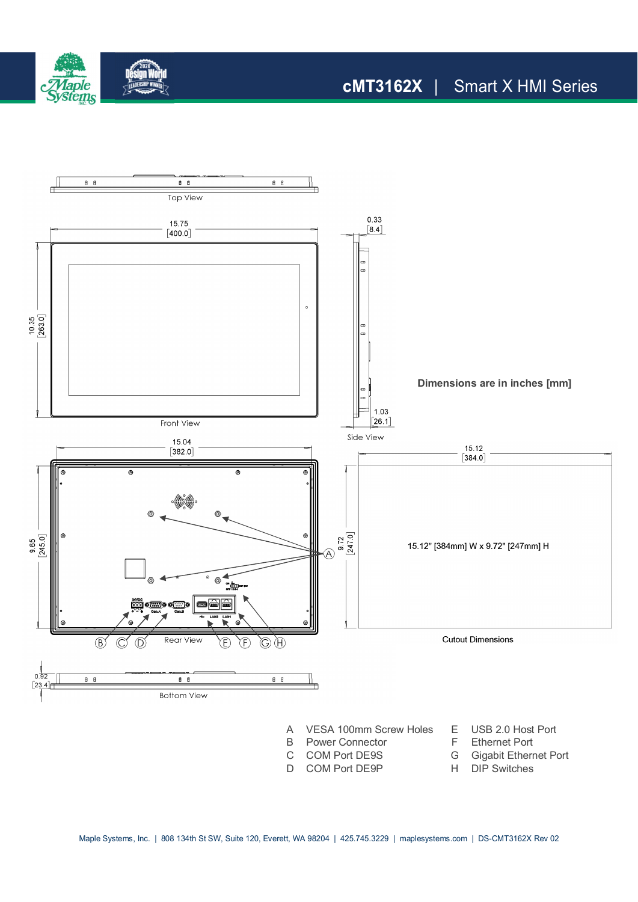# cMT3162X | Smart X HMI Series

Top View

15.75
[400.0]

0.33
[8.4]

10.35
[263.0]

Front View

1.03
[26.1]

Side View

**Dimensions are in inches [mm]**

15.04
[382.0]

15.12
[384.0]

9.65
[245.0]

9.72
[247.0]

15.12" [384mm] W x 9.72" [247mm] H

Rear View

Cutout Dimensions

0.92
[23.4]

Bottom View

| | | | |
|---|---|---|---|
| A | VESA 100mm Screw Holes | E | USB 2.0 Host Port |
| B | Power Connector | F | Ethernet Port |
| C | COM Port DE9S | G | Gigabit Ethernet Port |
| D | COM Port DE9P | H | DIP Switches |

Maple Systems, Inc. | 808 134th St SW, Suite 120, Everett, WA 98204 | 425.745.3229 | maplesystems.com | DS-CMT3162X Rev 02